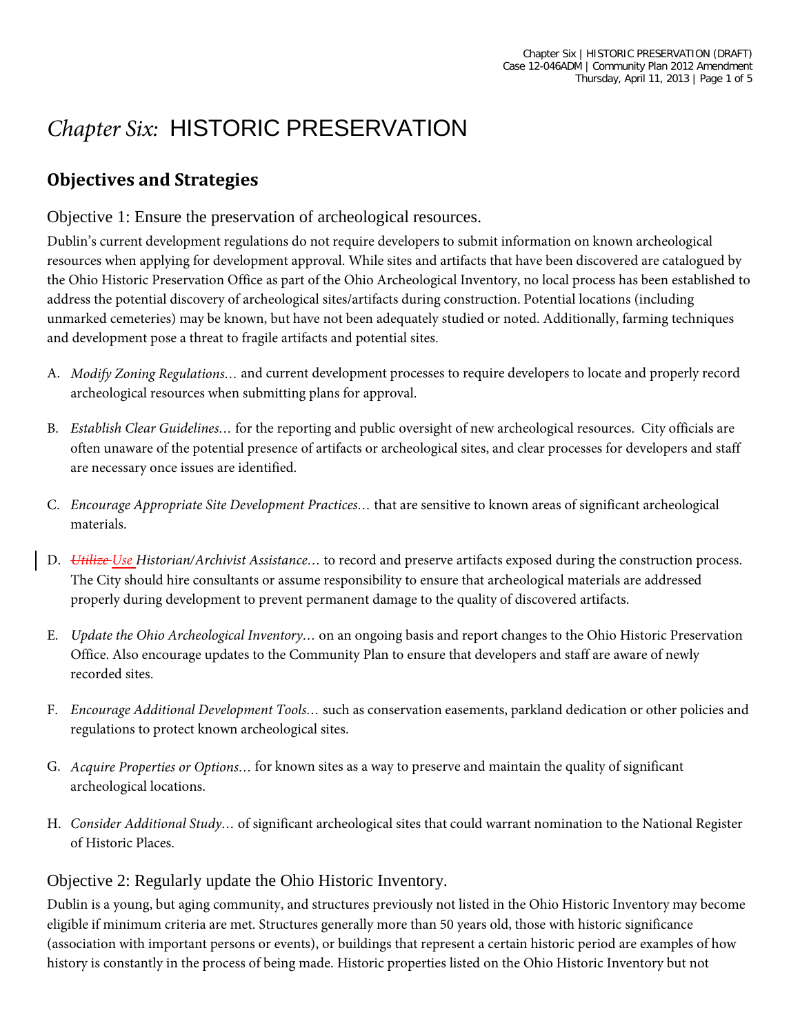# *Chapter Six:* HISTORIC PRESERVATION

## Objectives and Strategies

### Objective 1: Ensure the preservation of archeological resources.

Dublin's current development regulations do not require developers to submit information on known archeological resources when applying for development approval. While sites and artifacts that have been discovered are catalogued by the Ohio Historic Preservation Office as part of the Ohio Archeological Inventory, no local process has been established to address the potential discovery of archeological sites/artifacts during construction. Potential locations (including unmarked cemeteries) may be known, but have not been adequately studied or noted. Additionally, farming techniques and development pose a threat to fragile artifacts and potential sites.

A. *Modify Zoning Regulations…* and current development processes to require developers to locate and properly record archeological resources when submitting plans for approval.

B. *Establish Clear Guidelines…* for the reporting and public oversight of new archeological resources. City officials are often unaware of the potential presence of artifacts or archeological sites, and clear processes for developers and staff are necessary once issues are identified.

C. *Encourage Appropriate Site Development Practices…* that are sensitive to known areas of significant archeological materials.

D. ~~*Utilize*~~ *Use Historian/Archivist Assistance…* to record and preserve artifacts exposed during the construction process. The City should hire consultants or assume responsibility to ensure that archeological materials are addressed properly during development to prevent permanent damage to the quality of discovered artifacts.

E. *Update the Ohio Archeological Inventory…* on an ongoing basis and report changes to the Ohio Historic Preservation Office. Also encourage updates to the Community Plan to ensure that developers and staff are aware of newly recorded sites.

F. *Encourage Additional Development Tools…* such as conservation easements, parkland dedication or other policies and regulations to protect known archeological sites.

G. *Acquire Properties or Options…* for known sites as a way to preserve and maintain the quality of significant archeological locations.

H. *Consider Additional Study…* of significant archeological sites that could warrant nomination to the National Register of Historic Places.

### Objective 2: Regularly update the Ohio Historic Inventory.

Dublin is a young, but aging community, and structures previously not listed in the Ohio Historic Inventory may become eligible if minimum criteria are met. Structures generally more than 50 years old, those with historic significance (association with important persons or events), or buildings that represent a certain historic period are examples of how history is constantly in the process of being made. Historic properties listed on the Ohio Historic Inventory but not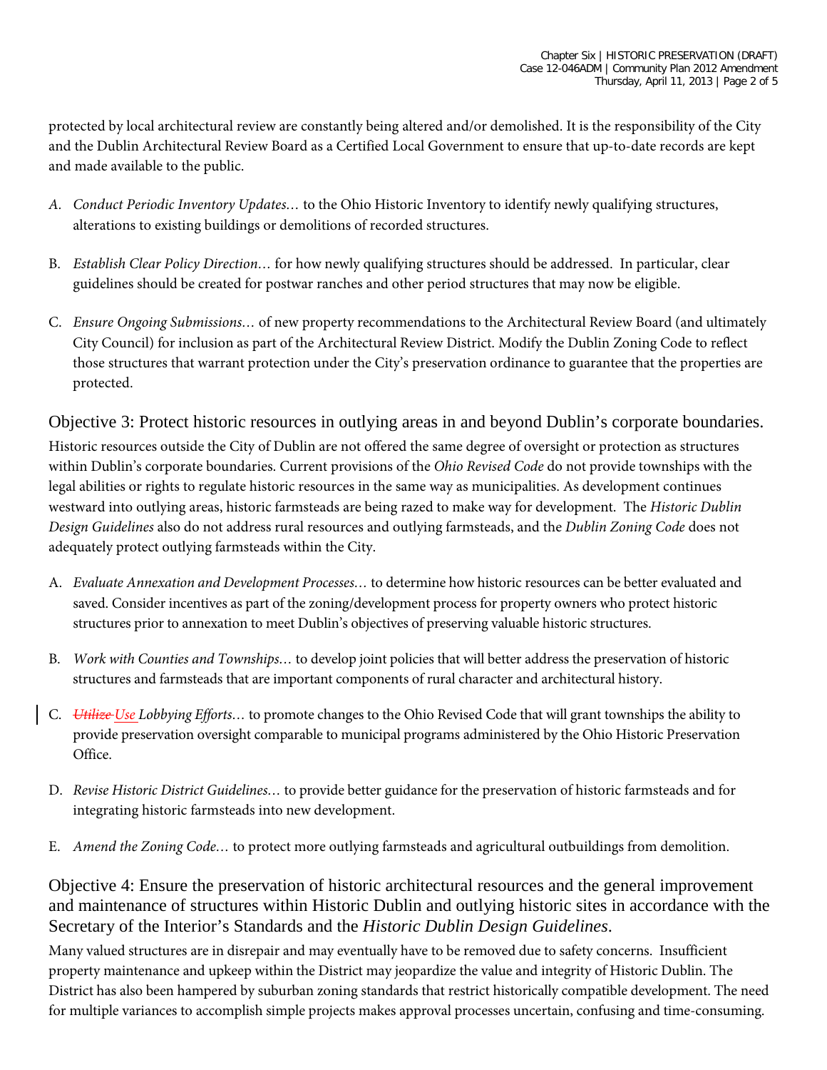protected by local architectural review are constantly being altered and/or demolished. It is the responsibility of the City and the Dublin Architectural Review Board as a Certified Local Government to ensure that up-to-date records are kept and made available to the public.

A. *Conduct Periodic Inventory Updates…* to the Ohio Historic Inventory to identify newly qualifying structures, alterations to existing buildings or demolitions of recorded structures.

B. *Establish Clear Policy Direction…* for how newly qualifying structures should be addressed. In particular, clear guidelines should be created for postwar ranches and other period structures that may now be eligible.

C. *Ensure Ongoing Submissions…* of new property recommendations to the Architectural Review Board (and ultimately City Council) for inclusion as part of the Architectural Review District. Modify the Dublin Zoning Code to reflect those structures that warrant protection under the City's preservation ordinance to guarantee that the properties are protected.

## Objective 3: Protect historic resources in outlying areas in and beyond Dublin's corporate boundaries.

Historic resources outside the City of Dublin are not offered the same degree of oversight or protection as structures within Dublin's corporate boundaries. Current provisions of the *Ohio Revised Code* do not provide townships with the legal abilities or rights to regulate historic resources in the same way as municipalities. As development continues westward into outlying areas, historic farmsteads are being razed to make way for development. The *Historic Dublin Design Guidelines* also do not address rural resources and outlying farmsteads, and the *Dublin Zoning Code* does not adequately protect outlying farmsteads within the City.

A. *Evaluate Annexation and Development Processes…* to determine how historic resources can be better evaluated and saved. Consider incentives as part of the zoning/development process for property owners who protect historic structures prior to annexation to meet Dublin's objectives of preserving valuable historic structures.

B. *Work with Counties and Townships…* to develop joint policies that will better address the preservation of historic structures and farmsteads that are important components of rural character and architectural history.

C. *~~Utilize~~ Use Lobbying Efforts…* to promote changes to the Ohio Revised Code that will grant townships the ability to provide preservation oversight comparable to municipal programs administered by the Ohio Historic Preservation Office.

D. *Revise Historic District Guidelines…* to provide better guidance for the preservation of historic farmsteads and for integrating historic farmsteads into new development.

E. *Amend the Zoning Code…* to protect more outlying farmsteads and agricultural outbuildings from demolition.

## Objective 4: Ensure the preservation of historic architectural resources and the general improvement and maintenance of structures within Historic Dublin and outlying historic sites in accordance with the Secretary of the Interior's Standards and the *Historic Dublin Design Guidelines*.

Many valued structures are in disrepair and may eventually have to be removed due to safety concerns. Insufficient property maintenance and upkeep within the District may jeopardize the value and integrity of Historic Dublin. The District has also been hampered by suburban zoning standards that restrict historically compatible development. The need for multiple variances to accomplish simple projects makes approval processes uncertain, confusing and time-consuming.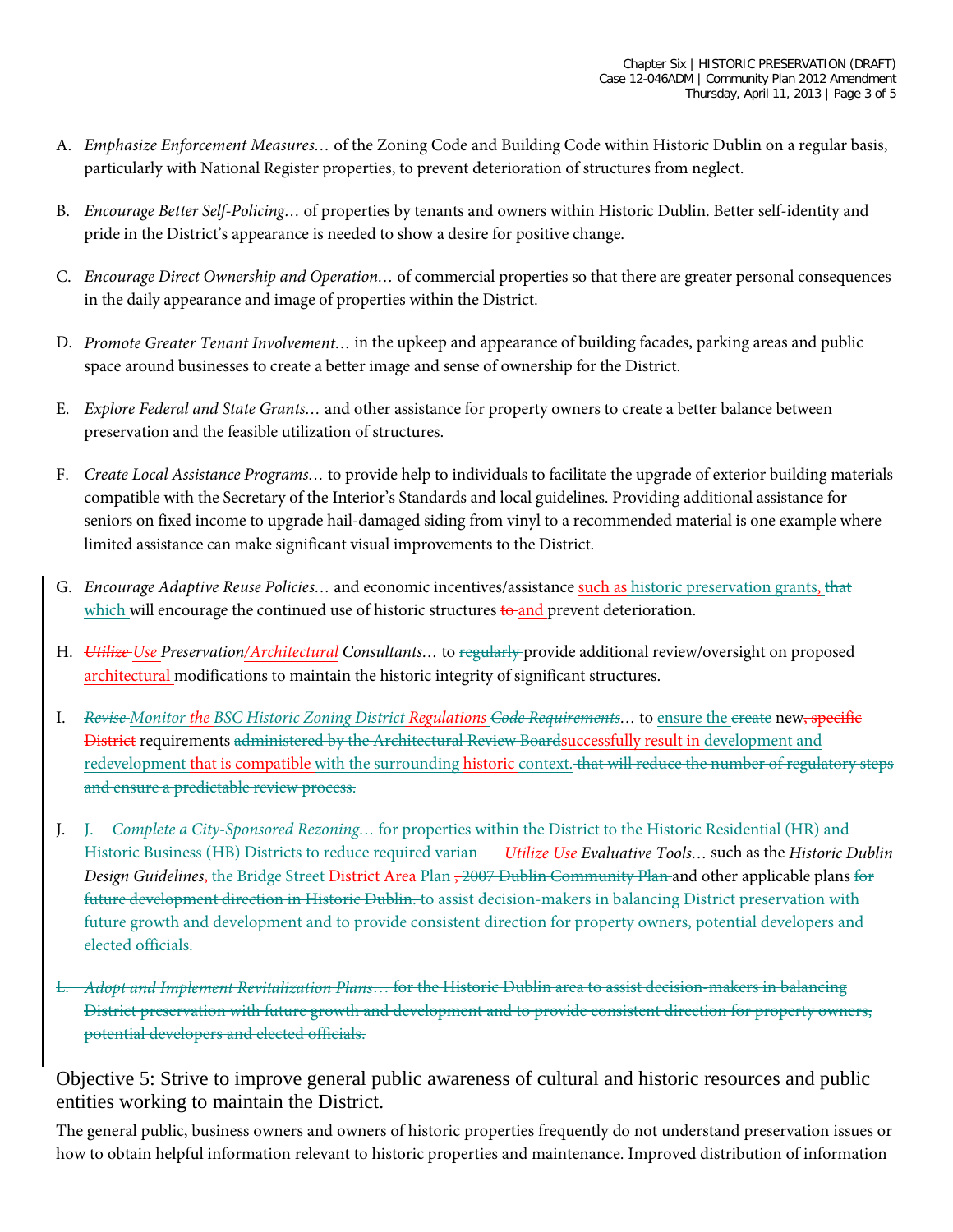A. *Emphasize Enforcement Measures…* of the Zoning Code and Building Code within Historic Dublin on a regular basis, particularly with National Register properties, to prevent deterioration of structures from neglect.

B. *Encourage Better Self-Policing…* of properties by tenants and owners within Historic Dublin. Better self-identity and pride in the District's appearance is needed to show a desire for positive change.

C. *Encourage Direct Ownership and Operation…* of commercial properties so that there are greater personal consequences in the daily appearance and image of properties within the District.

D. *Promote Greater Tenant Involvement…* in the upkeep and appearance of building facades, parking areas and public space around businesses to create a better image and sense of ownership for the District.

E. *Explore Federal and State Grants…* and other assistance for property owners to create a better balance between preservation and the feasible utilization of structures.

F. *Create Local Assistance Programs…* to provide help to individuals to facilitate the upgrade of exterior building materials compatible with the Secretary of the Interior's Standards and local guidelines. Providing additional assistance for seniors on fixed income to upgrade hail-damaged siding from vinyl to a recommended material is one example where limited assistance can make significant visual improvements to the District.

G. *Encourage Adaptive Reuse Policies…* and economic incentives/assistance such as historic preservation grants, ~~that~~ which will encourage the continued use of historic structures ~~to~~ and prevent deterioration.

H. ~~*Utilize*~~ *Use Preservation/Architectural Consultants…* to ~~regularly~~ provide additional review/oversight on proposed architectural modifications to maintain the historic integrity of significant structures.

I. ~~*Revise*~~ *Monitor the BSC Historic Zoning District Regulations* ~~*Code Requirements*~~*…* to ensure the ~~create~~ new~~, specific District~~ requirements ~~administered by the Architectural Review Board~~successfully result in development and redevelopment that is compatible with the surrounding historic context. ~~that will reduce the number of regulatory steps and ensure a predictable review process.~~

J. ~~J. *Complete a City-Sponsored Rezoning…* for properties within the District to the Historic Residential (HR) and Historic Business (HB) Districts to reduce required varian~~ ~~*Utilize*~~ *Use Evaluative Tools…* such as the *Historic Dublin Design Guidelines*, the Bridge Street District Area Plan ~~, 2007 Dublin Community Plan~~ and other applicable plans ~~for future development direction in Historic Dublin.~~ to assist decision-makers in balancing District preservation with future growth and development and to provide consistent direction for property owners, potential developers and elected officials.

~~L. *Adopt and Implement Revitalization Plans…* for the Historic Dublin area to assist decision-makers in balancing District preservation with future growth and development and to provide consistent direction for property owners, potential developers and elected officials.~~

## Objective 5: Strive to improve general public awareness of cultural and historic resources and public entities working to maintain the District.

The general public, business owners and owners of historic properties frequently do not understand preservation issues or how to obtain helpful information relevant to historic properties and maintenance. Improved distribution of information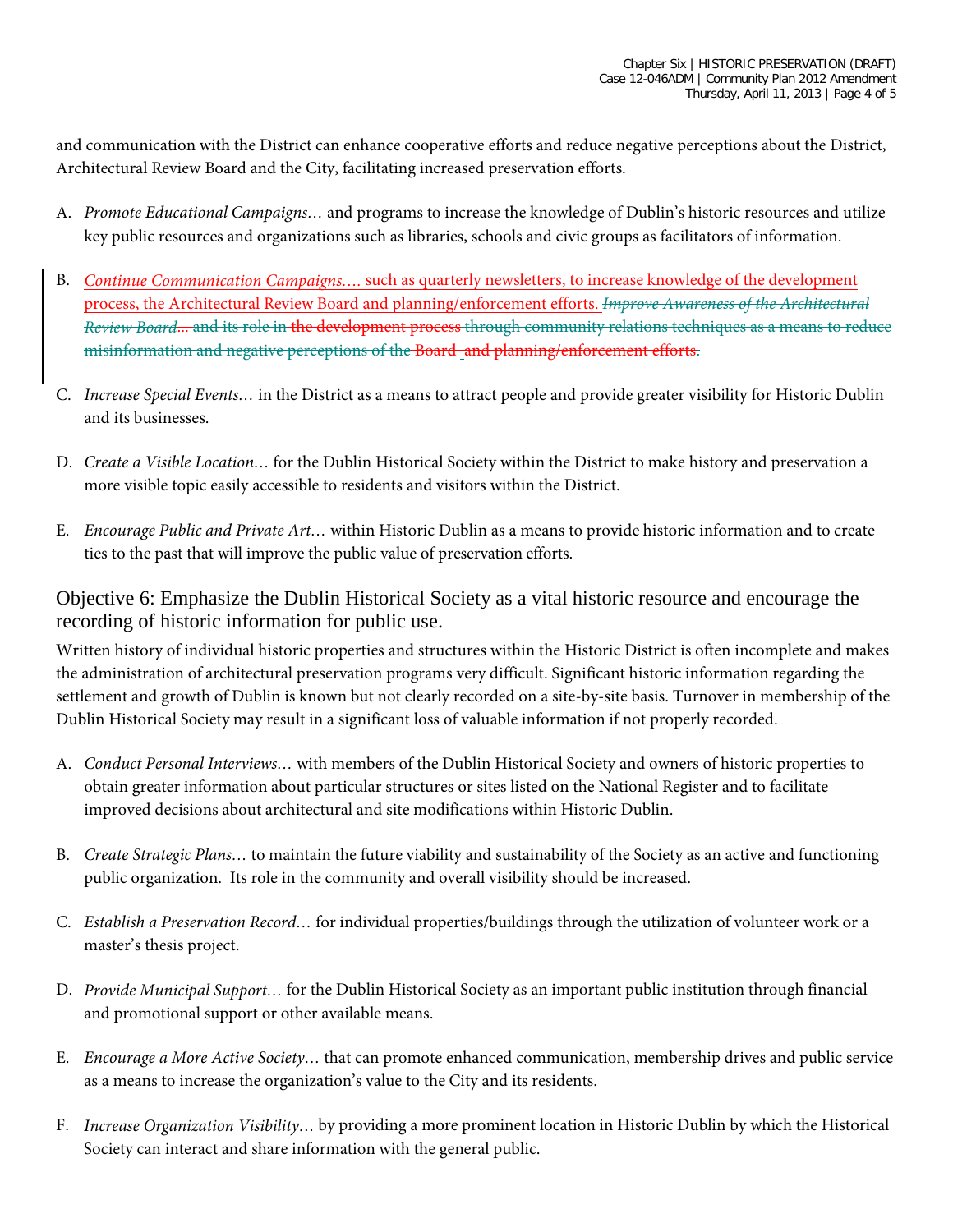and communication with the District can enhance cooperative efforts and reduce negative perceptions about the District, Architectural Review Board and the City, facilitating increased preservation efforts.

A. *Promote Educational Campaigns…* and programs to increase the knowledge of Dublin's historic resources and utilize key public resources and organizations such as libraries, schools and civic groups as facilitators of information.

B. *Continue Communication Campaigns….* such as quarterly newsletters, to increase knowledge of the development process, the Architectural Review Board and planning/enforcement efforts. ~~*Improve Awareness of the Architectural Review Board…* and its role in the development process through community relations techniques as a means to reduce misinformation and negative perceptions of the Board and planning/enforcement efforts.~~

C. *Increase Special Events…* in the District as a means to attract people and provide greater visibility for Historic Dublin and its businesses.

D. *Create a Visible Location…* for the Dublin Historical Society within the District to make history and preservation a more visible topic easily accessible to residents and visitors within the District.

E. *Encourage Public and Private Art…* within Historic Dublin as a means to provide historic information and to create ties to the past that will improve the public value of preservation efforts.

## Objective 6: Emphasize the Dublin Historical Society as a vital historic resource and encourage the recording of historic information for public use.

Written history of individual historic properties and structures within the Historic District is often incomplete and makes the administration of architectural preservation programs very difficult. Significant historic information regarding the settlement and growth of Dublin is known but not clearly recorded on a site-by-site basis. Turnover in membership of the Dublin Historical Society may result in a significant loss of valuable information if not properly recorded.

A. *Conduct Personal Interviews…* with members of the Dublin Historical Society and owners of historic properties to obtain greater information about particular structures or sites listed on the National Register and to facilitate improved decisions about architectural and site modifications within Historic Dublin.

B. *Create Strategic Plans…* to maintain the future viability and sustainability of the Society as an active and functioning public organization. Its role in the community and overall visibility should be increased.

C. *Establish a Preservation Record…* for individual properties/buildings through the utilization of volunteer work or a master's thesis project.

D. *Provide Municipal Support…* for the Dublin Historical Society as an important public institution through financial and promotional support or other available means.

E. *Encourage a More Active Society…* that can promote enhanced communication, membership drives and public service as a means to increase the organization's value to the City and its residents.

F. *Increase Organization Visibility…* by providing a more prominent location in Historic Dublin by which the Historical Society can interact and share information with the general public.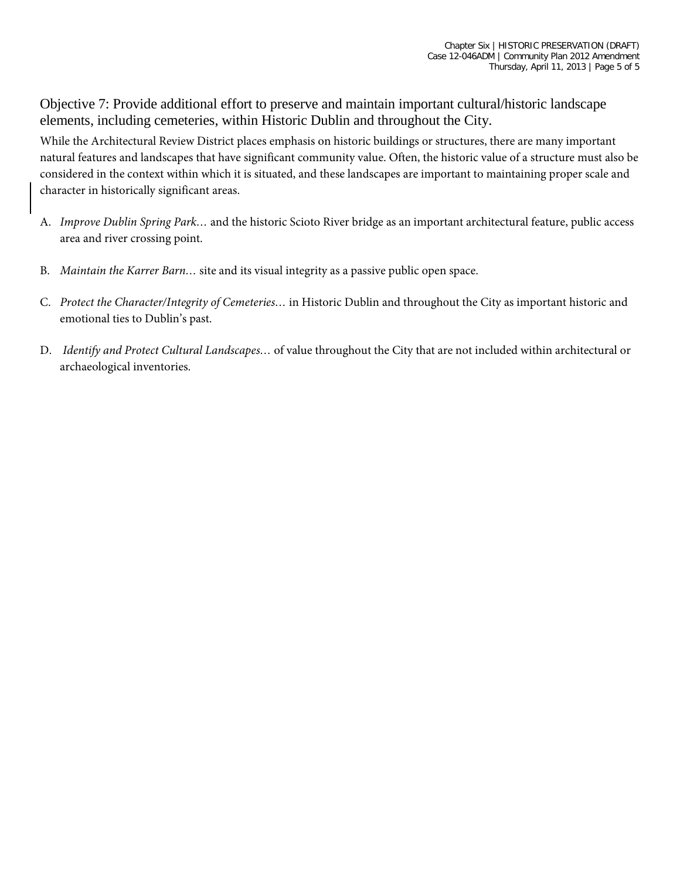## Objective 7: Provide additional effort to preserve and maintain important cultural/historic landscape elements, including cemeteries, within Historic Dublin and throughout the City.

While the Architectural Review District places emphasis on historic buildings or structures, there are many important natural features and landscapes that have significant community value. Often, the historic value of a structure must also be considered in the context within which it is situated, and these landscapes are important to maintaining proper scale and character in historically significant areas.

A. *Improve Dublin Spring Park…* and the historic Scioto River bridge as an important architectural feature, public access area and river crossing point.

B. *Maintain the Karrer Barn…* site and its visual integrity as a passive public open space.

C. *Protect the Character/Integrity of Cemeteries…* in Historic Dublin and throughout the City as important historic and emotional ties to Dublin's past.

D. *Identify and Protect Cultural Landscapes…* of value throughout the City that are not included within architectural or archaeological inventories.